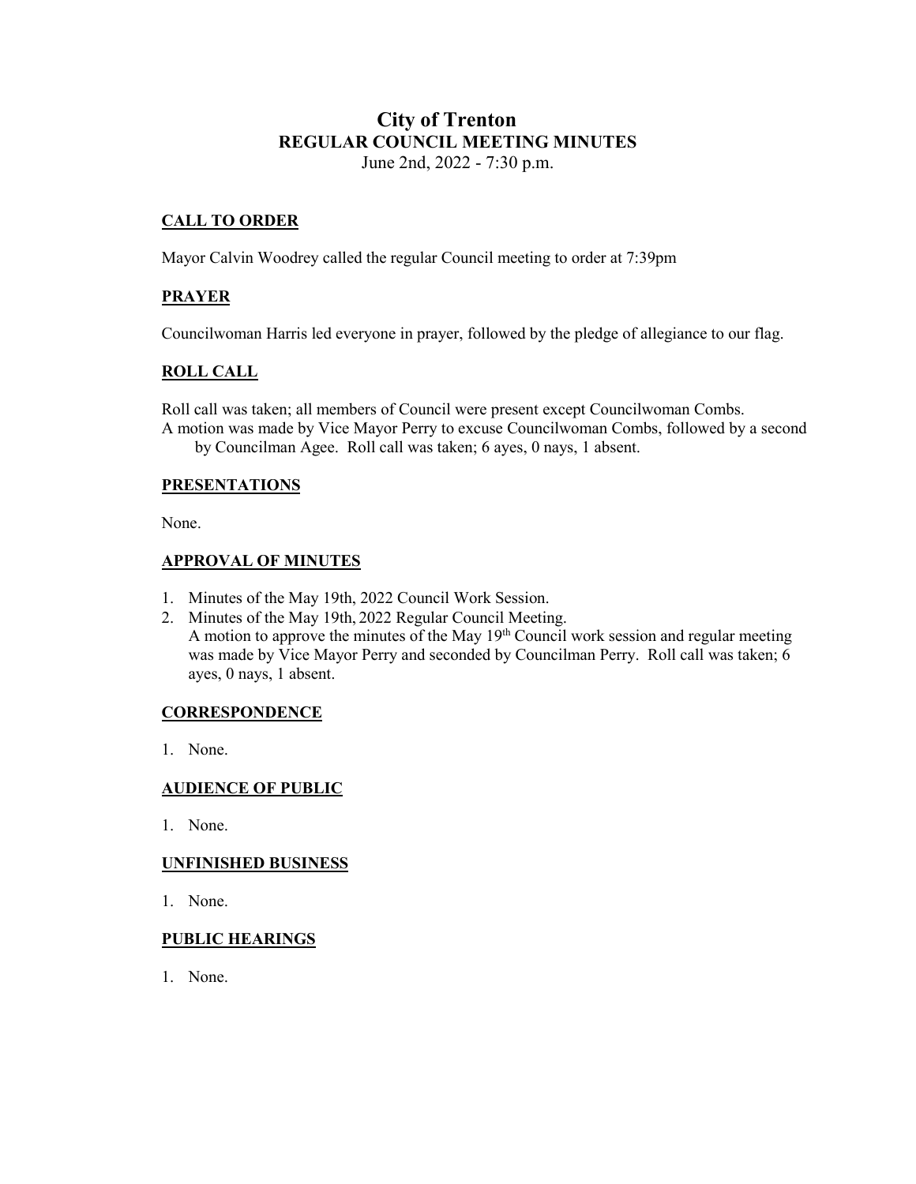# City of Trenton
## REGULAR COUNCIL MEETING MINUTES

June 2nd, 2022 - 7:30 p.m.

### CALL TO ORDER

Mayor Calvin Woodrey called the regular Council meeting to order at 7:39pm

### PRAYER

Councilwoman Harris led everyone in prayer, followed by the pledge of allegiance to our flag.

### ROLL CALL

Roll call was taken; all members of Council were present except Councilwoman Combs.
A motion was made by Vice Mayor Perry to excuse Councilwoman Combs, followed by a second by Councilman Agee. Roll call was taken; 6 ayes, 0 nays, 1 absent.

### PRESENTATIONS

None.

### APPROVAL OF MINUTES

1. Minutes of the May 19th, 2022 Council Work Session.
2. Minutes of the May 19th, 2022 Regular Council Meeting.
   A motion to approve the minutes of the May 19th Council work session and regular meeting was made by Vice Mayor Perry and seconded by Councilman Perry. Roll call was taken; 6 ayes, 0 nays, 1 absent.

### CORRESPONDENCE

1. None.

### AUDIENCE OF PUBLIC

1. None.

### UNFINISHED BUSINESS

1. None.

### PUBLIC HEARINGS

1. None.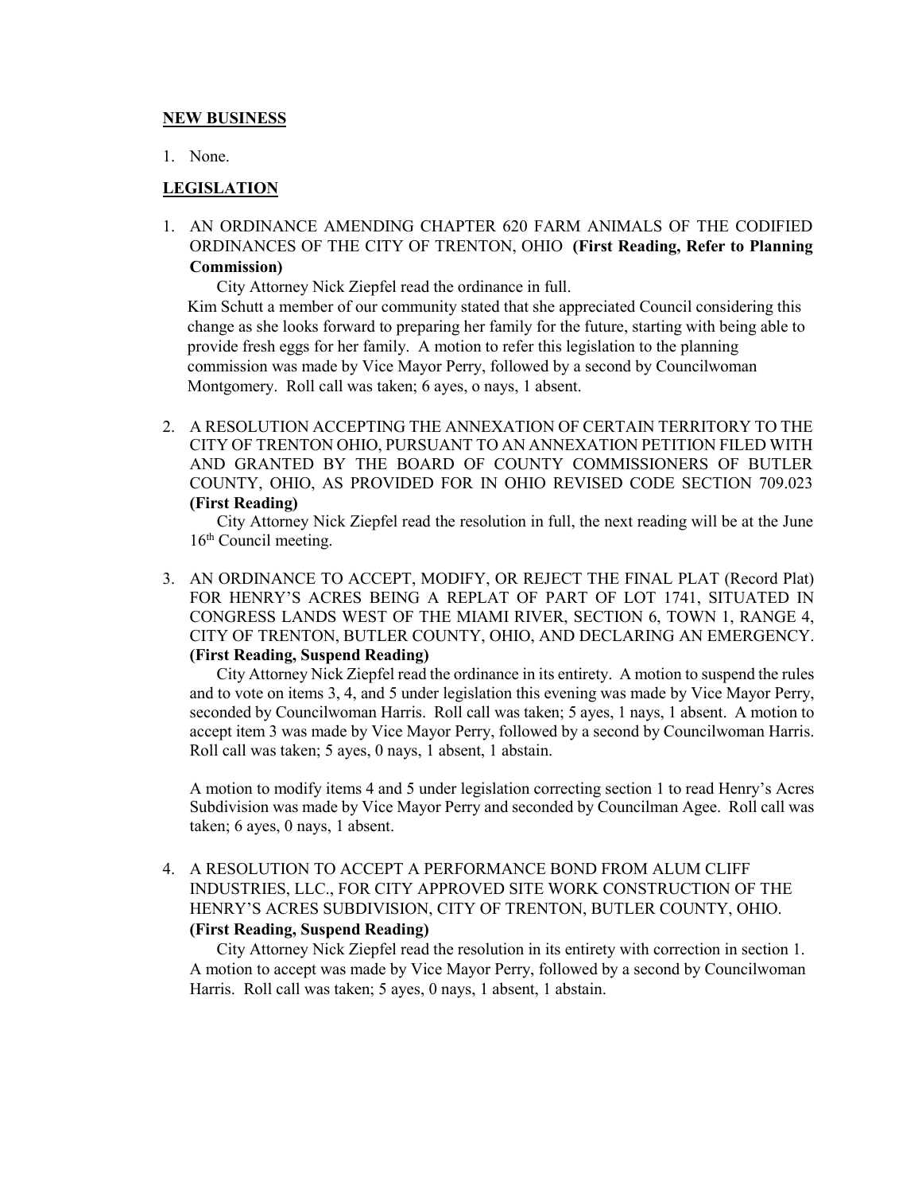**NEW BUSINESS**

1. None.

**LEGISLATION**

1. AN ORDINANCE AMENDING CHAPTER 620 FARM ANIMALS OF THE CODIFIED ORDINANCES OF THE CITY OF TRENTON, OHIO **(First Reading, Refer to Planning Commission)**

   City Attorney Nick Ziepfel read the ordinance in full.

   Kim Schutt a member of our community stated that she appreciated Council considering this change as she looks forward to preparing her family for the future, starting with being able to provide fresh eggs for her family. A motion to refer this legislation to the planning commission was made by Vice Mayor Perry, followed by a second by Councilwoman Montgomery. Roll call was taken; 6 ayes, o nays, 1 absent.

2. A RESOLUTION ACCEPTING THE ANNEXATION OF CERTAIN TERRITORY TO THE CITY OF TRENTON OHIO, PURSUANT TO AN ANNEXATION PETITION FILED WITH AND GRANTED BY THE BOARD OF COUNTY COMMISSIONERS OF BUTLER COUNTY, OHIO, AS PROVIDED FOR IN OHIO REVISED CODE SECTION 709.023 **(First Reading)**

   City Attorney Nick Ziepfel read the resolution in full, the next reading will be at the June 16th Council meeting.

3. AN ORDINANCE TO ACCEPT, MODIFY, OR REJECT THE FINAL PLAT (Record Plat) FOR HENRY'S ACRES BEING A REPLAT OF PART OF LOT 1741, SITUATED IN CONGRESS LANDS WEST OF THE MIAMI RIVER, SECTION 6, TOWN 1, RANGE 4, CITY OF TRENTON, BUTLER COUNTY, OHIO, AND DECLARING AN EMERGENCY. **(First Reading, Suspend Reading)**

   City Attorney Nick Ziepfel read the ordinance in its entirety. A motion to suspend the rules and to vote on items 3, 4, and 5 under legislation this evening was made by Vice Mayor Perry, seconded by Councilwoman Harris. Roll call was taken; 5 ayes, 1 nays, 1 absent. A motion to accept item 3 was made by Vice Mayor Perry, followed by a second by Councilwoman Harris. Roll call was taken; 5 ayes, 0 nays, 1 absent, 1 abstain.

   A motion to modify items 4 and 5 under legislation correcting section 1 to read Henry's Acres Subdivision was made by Vice Mayor Perry and seconded by Councilman Agee. Roll call was taken; 6 ayes, 0 nays, 1 absent.

4. A RESOLUTION TO ACCEPT A PERFORMANCE BOND FROM ALUM CLIFF INDUSTRIES, LLC., FOR CITY APPROVED SITE WORK CONSTRUCTION OF THE HENRY'S ACRES SUBDIVISION, CITY OF TRENTON, BUTLER COUNTY, OHIO. **(First Reading, Suspend Reading)**

   City Attorney Nick Ziepfel read the resolution in its entirety with correction in section 1. A motion to accept was made by Vice Mayor Perry, followed by a second by Councilwoman Harris. Roll call was taken; 5 ayes, 0 nays, 1 absent, 1 abstain.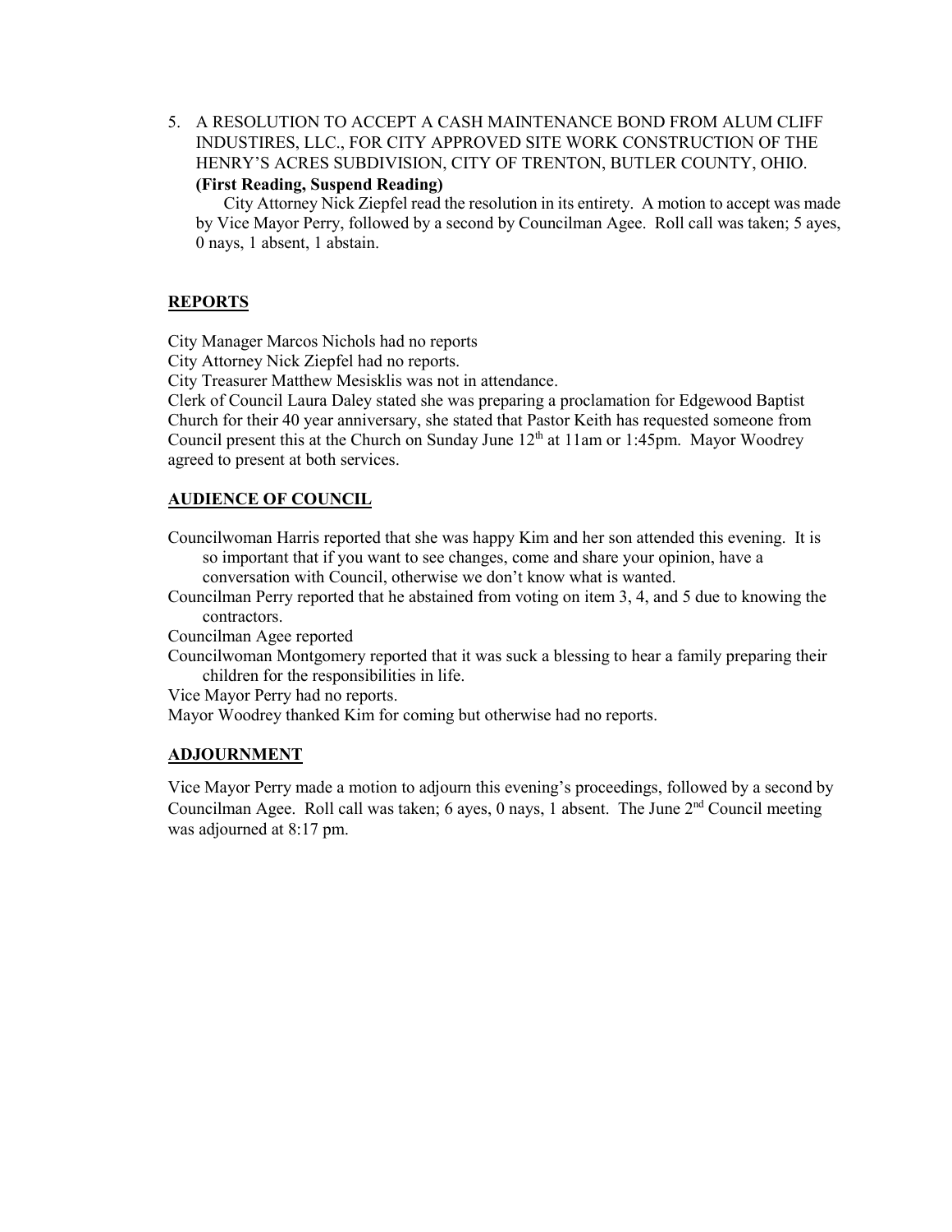5. A RESOLUTION TO ACCEPT A CASH MAINTENANCE BOND FROM ALUM CLIFF INDUSTIRES, LLC., FOR CITY APPROVED SITE WORK CONSTRUCTION OF THE HENRY'S ACRES SUBDIVISION, CITY OF TRENTON, BUTLER COUNTY, OHIO. **(First Reading, Suspend Reading)**

   City Attorney Nick Ziepfel read the resolution in its entirety. A motion to accept was made by Vice Mayor Perry, followed by a second by Councilman Agee. Roll call was taken; 5 ayes, 0 nays, 1 absent, 1 abstain.

## REPORTS

City Manager Marcos Nichols had no reports

City Attorney Nick Ziepfel had no reports.

City Treasurer Matthew Mesisklis was not in attendance.

Clerk of Council Laura Daley stated she was preparing a proclamation for Edgewood Baptist Church for their 40 year anniversary, she stated that Pastor Keith has requested someone from Council present this at the Church on Sunday June 12th at 11am or 1:45pm. Mayor Woodrey agreed to present at both services.

## AUDIENCE OF COUNCIL

Councilwoman Harris reported that she was happy Kim and her son attended this evening. It is so important that if you want to see changes, come and share your opinion, have a conversation with Council, otherwise we don't know what is wanted.

Councilman Perry reported that he abstained from voting on item 3, 4, and 5 due to knowing the contractors.

Councilman Agee reported

Councilwoman Montgomery reported that it was suck a blessing to hear a family preparing their children for the responsibilities in life.

Vice Mayor Perry had no reports.

Mayor Woodrey thanked Kim for coming but otherwise had no reports.

## ADJOURNMENT

Vice Mayor Perry made a motion to adjourn this evening's proceedings, followed by a second by Councilman Agee. Roll call was taken; 6 ayes, 0 nays, 1 absent. The June 2nd Council meeting was adjourned at 8:17 pm.